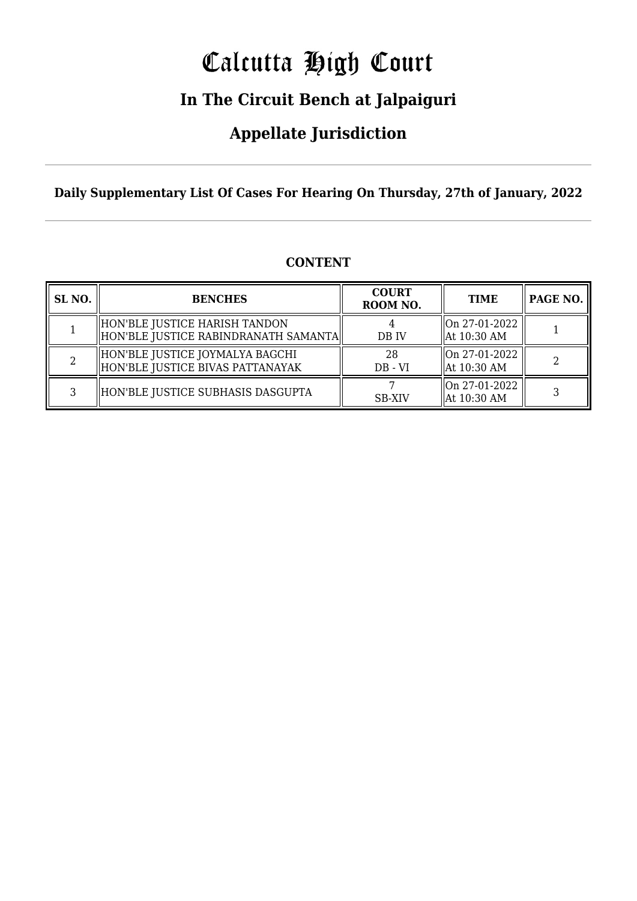# Calcutta High Court

## In The Circuit Bench at Jalpaiguri

## Appellate Jurisdiction

**Daily Supplementary List Of Cases For Hearing On Thursday, 27th of January, 2022**

### CONTENT

| SL NO. | BENCHES | COURT ROOM NO. | TIME | PAGE NO. |
|---|---|---|---|---|
| 1 | HON'BLE JUSTICE HARISH TANDON<br>HON'BLE JUSTICE RABINDRANATH SAMANTA | 4<br>DB IV | On 27-01-2022<br>At 10:30 AM | 1 |
| 2 | HON'BLE JUSTICE JOYMALYA BAGCHI<br>HON'BLE JUSTICE BIVAS PATTANAYAK | 28<br>DB - VI | On 27-01-2022<br>At 10:30 AM | 2 |
| 3 | HON'BLE JUSTICE SUBHASIS DASGUPTA | 7<br>SB-XIV | On 27-01-2022<br>At 10:30 AM | 3 |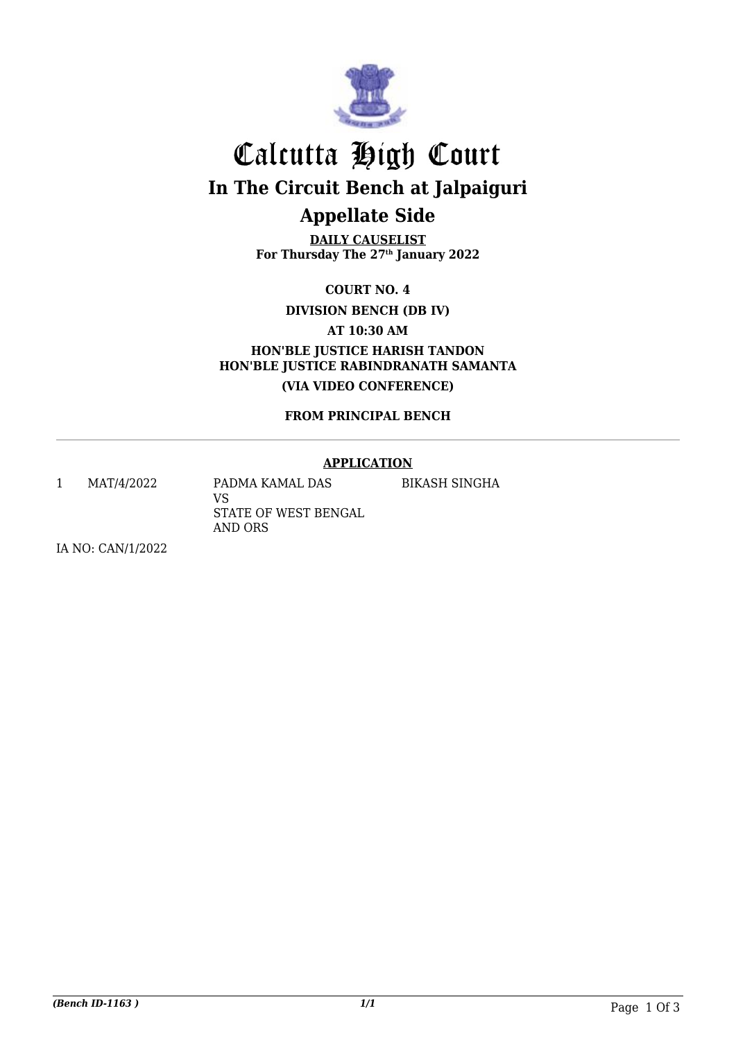# Calcutta High Court

## In The Circuit Bench at Jalpaiguri

## Appellate Side

**DAILY CAUSELIST**
**For Thursday The 27th January 2022**

**COURT NO. 4**

**DIVISION BENCH (DB IV)**

**AT 10:30 AM**

**HON'BLE JUSTICE HARISH TANDON**
**HON'BLE JUSTICE RABINDRANATH SAMANTA**

**(VIA VIDEO CONFERENCE)**

**FROM PRINCIPAL BENCH**

---

**APPLICATION**

| | | | |
|---|---|---|---|
| 1 | MAT/4/2022 | PADMA KAMAL DAS<br>VS<br>STATE OF WEST BENGAL AND ORS | BIKASH SINGHA |

IA NO: CAN/1/2022

*(Bench ID-1163 )* *1/1*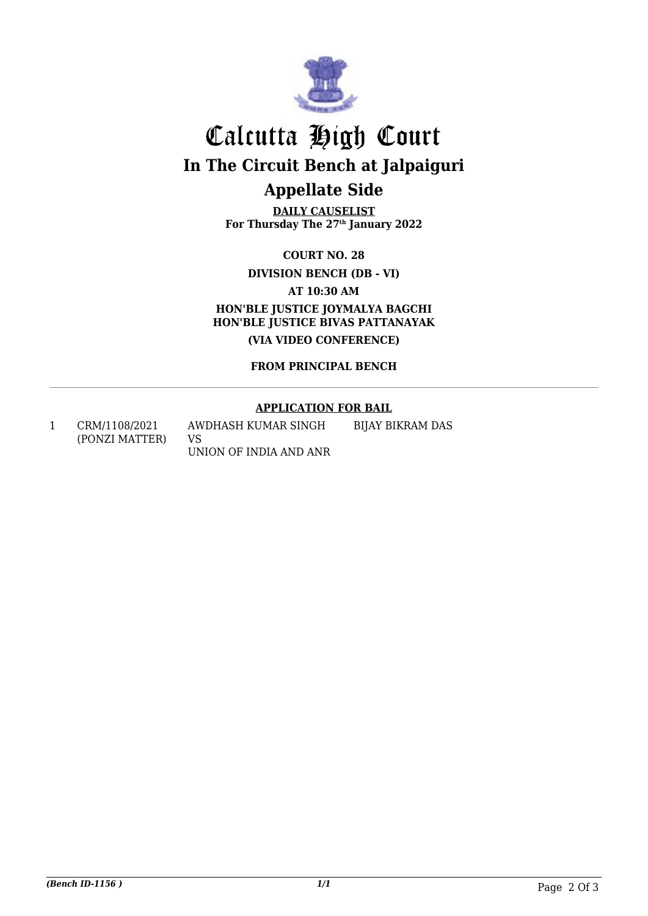# Calcutta High Court

## In The Circuit Bench at Jalpaiguri

## Appellate Side

**DAILY CAUSELIST**
**For Thursday The 27th January 2022**

**COURT NO. 28**

**DIVISION BENCH (DB - VI)**

**AT 10:30 AM**

**HON'BLE JUSTICE JOYMALYA BAGCHI**
**HON'BLE JUSTICE BIVAS PATTANAYAK**

**(VIA VIDEO CONFERENCE)**

**FROM PRINCIPAL BENCH**

---

**APPLICATION FOR BAIL**

| | | | |
|---|---|---|---|
| 1 | CRM/1108/2021 (PONZI MATTER) | AWDHASH KUMAR SINGH VS UNION OF INDIA AND ANR | BIJAY BIKRAM DAS |

*(Bench ID-1156 )* 1/1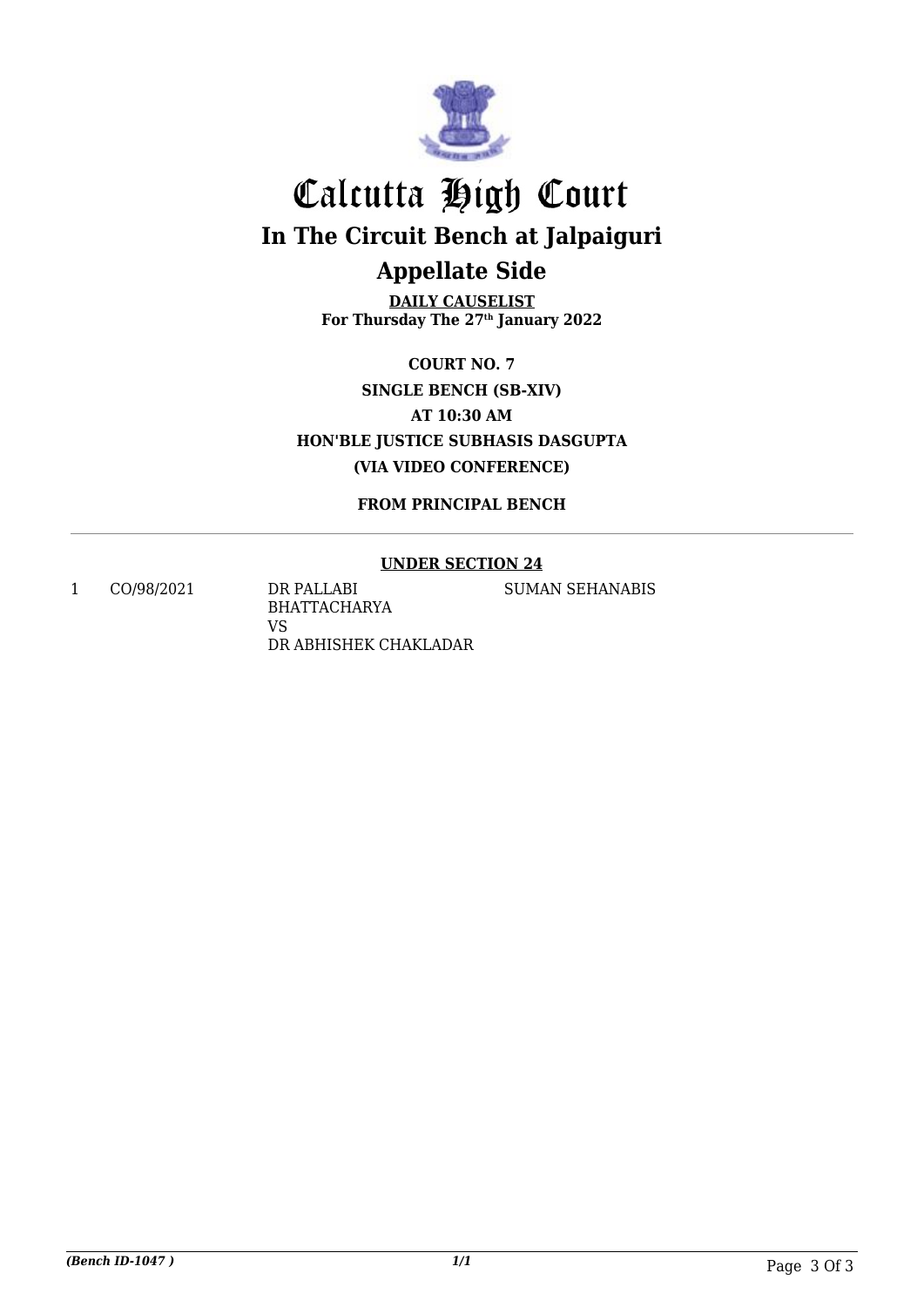# Calcutta High Court

## In The Circuit Bench at Jalpaiguri

## Appellate Side

**DAILY CAUSELIST**
**For Thursday The 27th January 2022**

**COURT NO. 7**
**SINGLE BENCH (SB-XIV)**
**AT 10:30 AM**
**HON'BLE JUSTICE SUBHASIS DASGUPTA**
**(VIA VIDEO CONFERENCE)**

**FROM PRINCIPAL BENCH**

**UNDER SECTION 24**

| | | | |
|---|---|---|---|
| 1 | CO/98/2021 | DR PALLABI BHATTACHARYA VS DR ABHISHEK CHAKLADAR | SUMAN SEHANABIS |

*(Bench ID-1047 )* *1/1*